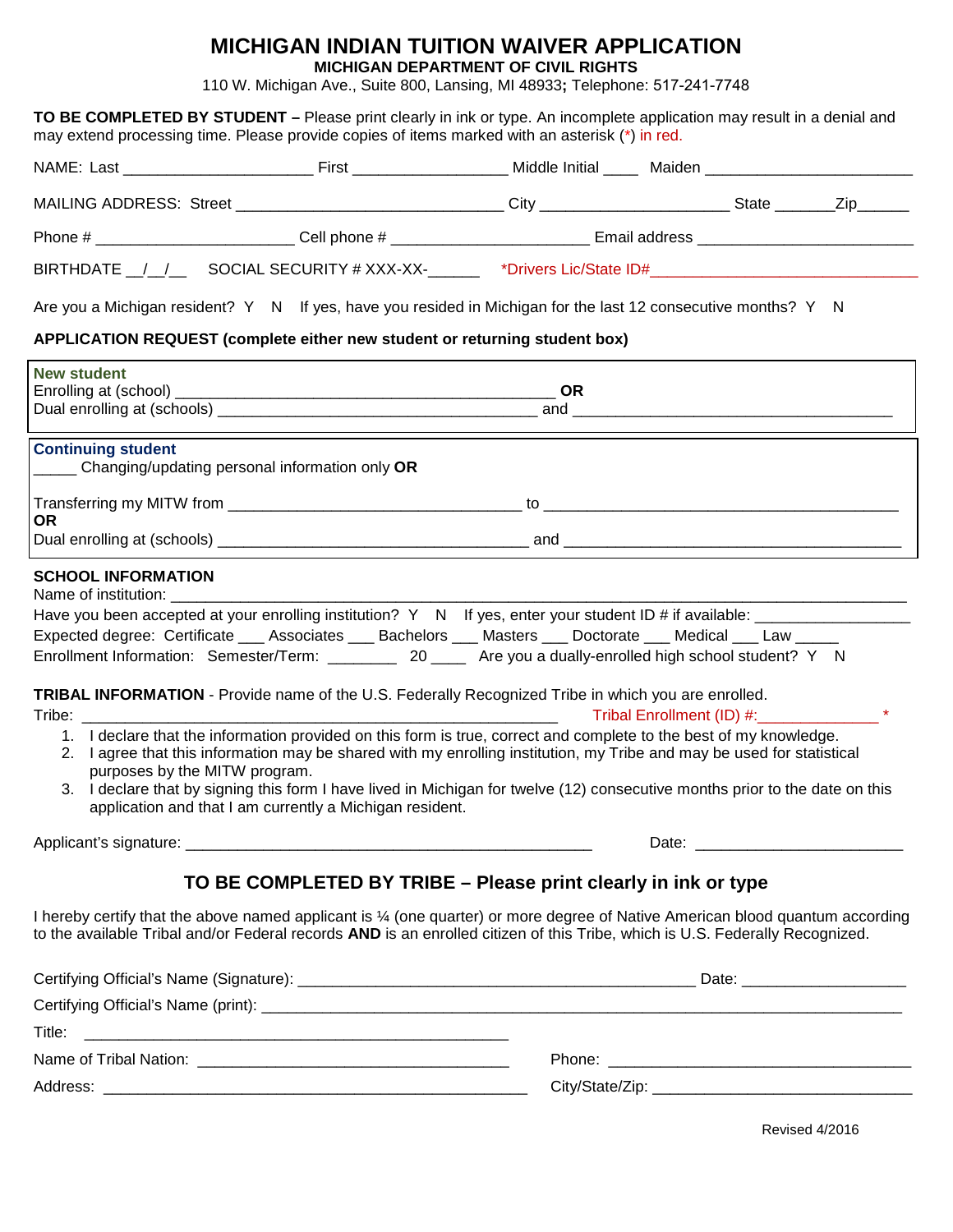# MICHIGAN INDIAN TUITION WAIVER APPLICATION

**MICHIGAN DEPARTMENT OF CIVIL RIGHTS**

110 W. Michigan Ave., Suite 800, Lansing, MI 48933**;** Telephone: 517-241-7748

**TO BE COMPLETED BY STUDENT –** Please print clearly in ink or type. An incomplete application may result in a denial and may extend processing time. Please provide copies of items marked with an asterisk (*) in red.

NAME: Last ______________________ First __________________ Middle Initial ____ Maiden ________________________

MAILING ADDRESS: Street _______________________________ City ______________________ State _______Zip______

Phone # ______________________ Cell phone # ______________________ Email address ________________________

BIRTHDATE __/__/__ SOCIAL SECURITY # XXX-XX-______ *Drivers Lic/State ID#______________________________

Are you a Michigan resident? Y N If yes, have you resided in Michigan for the last 12 consecutive months? Y N

**APPLICATION REQUEST (complete either new student or returning student box)**

**New student**
Enrolling at (school) ____________________________________________ **OR**
Dual enrolling at (schools) _____________________________________ and _____________________________________

**Continuing student**
_____ Changing/updating personal information only **OR**

Transferring my MITW from __________________________________ to _________________________________________
**OR**
Dual enrolling at (schools) ____________________________________ and ______________________________________

**SCHOOL INFORMATION**
Name of institution: ______________________________________________________________________________________
Have you been accepted at your enrolling institution? Y N If yes, enter your student ID # if available: _________________
Expected degree: Certificate ___ Associates ___ Bachelors ___ Masters ___ Doctorate ___ Medical ___ Law _____
Enrollment Information: Semester/Term: ________ 20 ____ Are you a dually-enrolled high school student? Y N

**TRIBAL INFORMATION** - Provide name of the U.S. Federally Recognized Tribe in which you are enrolled.
Tribe: _______________________________________________________ Tribal Enrollment (ID) #:______________ *

1. I declare that the information provided on this form is true, correct and complete to the best of my knowledge.
2. I agree that this information may be shared with my enrolling institution, my Tribe and may be used for statistical purposes by the MITW program.
3. I declare that by signing this form I have lived in Michigan for twelve (12) consecutive months prior to the date on this application and that I am currently a Michigan resident.

Applicant's signature: _______________________________________________ Date: ________________________

## TO BE COMPLETED BY TRIBE – Please print clearly in ink or type

I hereby certify that the above named applicant is ¼ (one quarter) or more degree of Native American blood quantum according to the available Tribal and/or Federal records **AND** is an enrolled citizen of this Tribe, which is U.S. Federally Recognized.

Certifying Official's Name (Signature): ______________________________________________ Date: __________________

Certifying Official's Name (print): ___________________________________________________________________________

Title: _____________________________________________

Name of Tribal Nation: ___________________________________ Phone: ___________________________________

Address: ______________________________________________ City/State/Zip: _____________________________

Revised 4/2016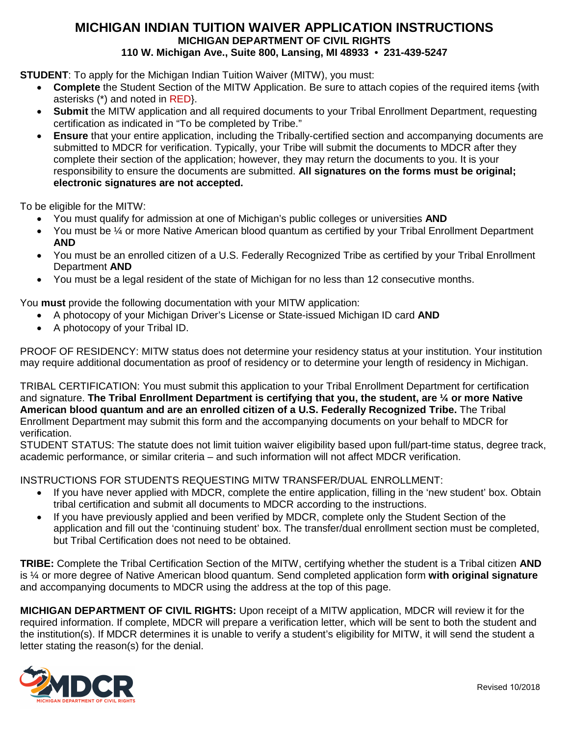# MICHIGAN INDIAN TUITION WAIVER APPLICATION INSTRUCTIONS

**MICHIGAN DEPARTMENT OF CIVIL RIGHTS**

**110 W. Michigan Ave., Suite 800, Lansing, MI 48933 • 231-439-5247**

**STUDENT**: To apply for the Michigan Indian Tuition Waiver (MITW), you must:

- **Complete** the Student Section of the MITW Application. Be sure to attach copies of the required items {with asterisks (*) and noted in RED}.
- **Submit** the MITW application and all required documents to your Tribal Enrollment Department, requesting certification as indicated in "To be completed by Tribe."
- **Ensure** that your entire application, including the Tribally-certified section and accompanying documents are submitted to MDCR for verification. Typically, your Tribe will submit the documents to MDCR after they complete their section of the application; however, they may return the documents to you. It is your responsibility to ensure the documents are submitted. **All signatures on the forms must be original; electronic signatures are not accepted.**

To be eligible for the MITW:

- You must qualify for admission at one of Michigan's public colleges or universities **AND**
- You must be ¼ or more Native American blood quantum as certified by your Tribal Enrollment Department **AND**
- You must be an enrolled citizen of a U.S. Federally Recognized Tribe as certified by your Tribal Enrollment Department **AND**
- You must be a legal resident of the state of Michigan for no less than 12 consecutive months.

You **must** provide the following documentation with your MITW application:

- A photocopy of your Michigan Driver's License or State-issued Michigan ID card **AND**
- A photocopy of your Tribal ID.

PROOF OF RESIDENCY: MITW status does not determine your residency status at your institution. Your institution may require additional documentation as proof of residency or to determine your length of residency in Michigan.

TRIBAL CERTIFICATION: You must submit this application to your Tribal Enrollment Department for certification and signature. **The Tribal Enrollment Department is certifying that you, the student, are ¼ or more Native American blood quantum and are an enrolled citizen of a U.S. Federally Recognized Tribe.** The Tribal Enrollment Department may submit this form and the accompanying documents on your behalf to MDCR for verification.

STUDENT STATUS: The statute does not limit tuition waiver eligibility based upon full/part-time status, degree track, academic performance, or similar criteria – and such information will not affect MDCR verification.

INSTRUCTIONS FOR STUDENTS REQUESTING MITW TRANSFER/DUAL ENROLLMENT:

- If you have never applied with MDCR, complete the entire application, filling in the 'new student' box. Obtain tribal certification and submit all documents to MDCR according to the instructions.
- If you have previously applied and been verified by MDCR, complete only the Student Section of the application and fill out the 'continuing student' box. The transfer/dual enrollment section must be completed, but Tribal Certification does not need to be obtained.

**TRIBE:** Complete the Tribal Certification Section of the MITW, certifying whether the student is a Tribal citizen **AND** is ¼ or more degree of Native American blood quantum. Send completed application form **with original signature** and accompanying documents to MDCR using the address at the top of this page.

**MICHIGAN DEPARTMENT OF CIVIL RIGHTS:** Upon receipt of a MITW application, MDCR will review it for the required information. If complete, MDCR will prepare a verification letter, which will be sent to both the student and the institution(s). If MDCR determines it is unable to verify a student's eligibility for MITW, it will send the student a letter stating the reason(s) for the denial.

MDCR
MICHIGAN DEPARTMENT OF CIVIL RIGHTS

Revised 10/2018